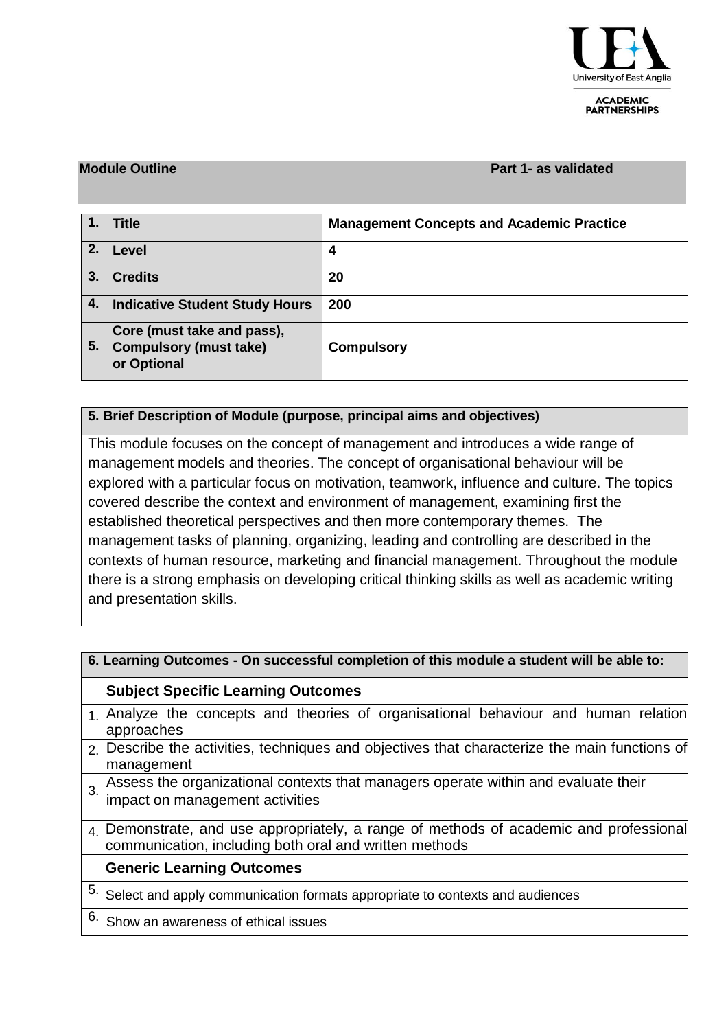**Module Outline** **Part 1- as validated**

| | | |
|---|---|---|
| **1.** | **Title** | **Management Concepts and Academic Practice** |
| **2.** | **Level** | **4** |
| **3.** | **Credits** | **20** |
| **4.** | **Indicative Student Study Hours** | **200** |
| **5.** | **Core (must take and pass), Compulsory (must take) or Optional** | **Compulsory** |

| **5. Brief Description of Module (purpose, principal aims and objectives)** |
|---|
| This module focuses on the concept of management and introduces a wide range of management models and theories. The concept of organisational behaviour will be explored with a particular focus on motivation, teamwork, influence and culture. The topics covered describe the context and environment of management, examining first the established theoretical perspectives and then more contemporary themes. The management tasks of planning, organizing, leading and controlling are described in the contexts of human resource, marketing and financial management. Throughout the module there is a strong emphasis on developing critical thinking skills as well as academic writing and presentation skills. |

| **6. Learning Outcomes - On successful completion of this module a student will be able to:** | |
|---|---|
| | **Subject Specific Learning Outcomes** |
| 1. | Analyze the concepts and theories of organisational behaviour and human relation approaches |
| 2. | Describe the activities, techniques and objectives that characterize the main functions of management |
| 3. | Assess the organizational contexts that managers operate within and evaluate their impact on management activities |
| 4. | Demonstrate, and use appropriately, a range of methods of academic and professional communication, including both oral and written methods |
| | **Generic Learning Outcomes** |
| 5. | Select and apply communication formats appropriate to contexts and audiences |
| 6. | Show an awareness of ethical issues |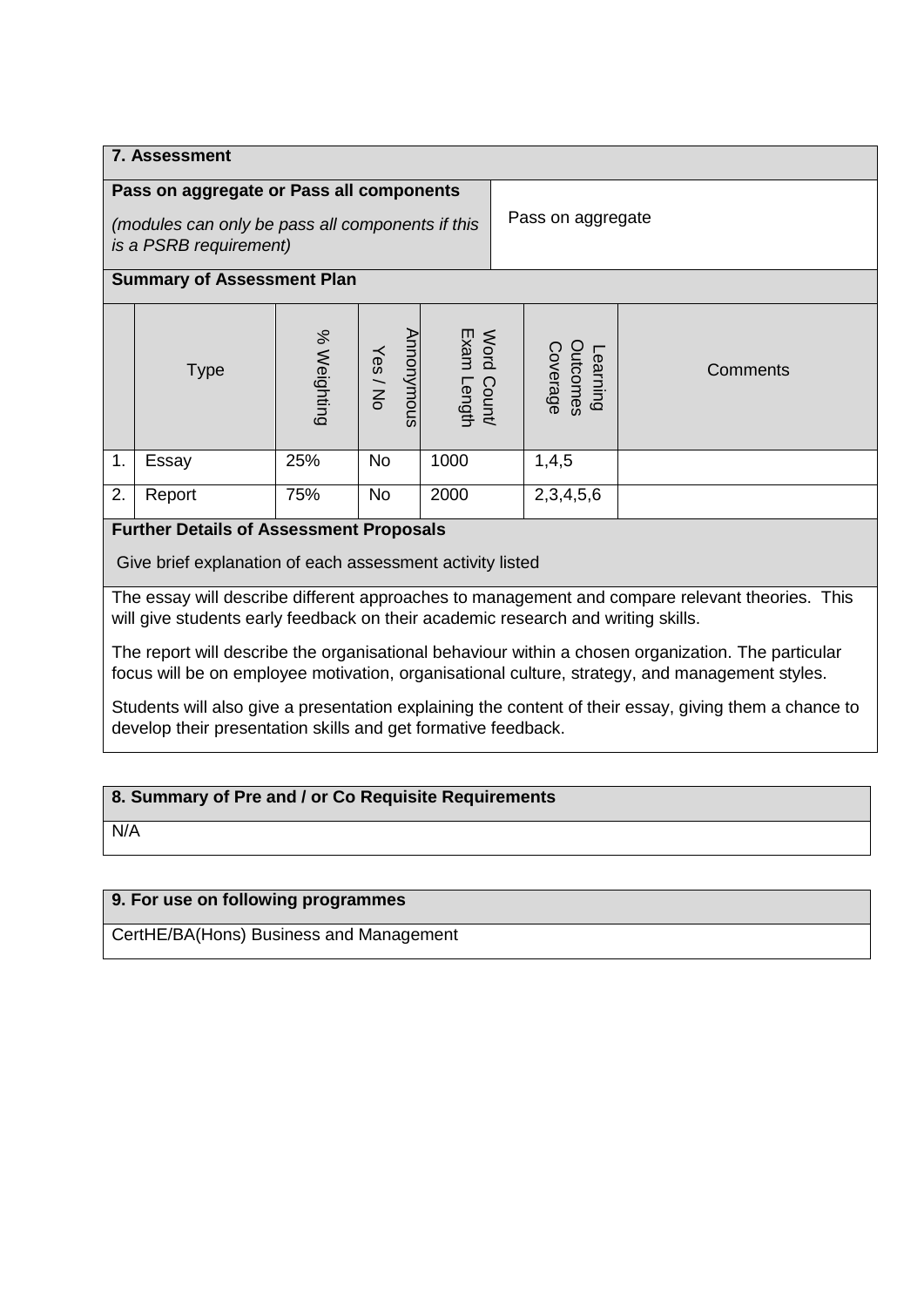## 7. Assessment

| Pass on aggregate or Pass all components *(modules can only be pass all components if this is a PSRB requirement)* | Pass on aggregate |
|---|---|

**Summary of Assessment Plan**

| | Type | % Weighting | Annonymous Yes / No | Word Count/ Exam Length | Learning Outcomes Coverage | Comments |
|---|---|---|---|---|---|---|
| 1. | Essay | 25% | No | 1000 | 1,4,5 | |
| 2. | Report | 75% | No | 2000 | 2,3,4,5,6 | |

**Further Details of Assessment Proposals**

Give brief explanation of each assessment activity listed

The essay will describe different approaches to management and compare relevant theories. This will give students early feedback on their academic research and writing skills.

The report will describe the organisational behaviour within a chosen organization. The particular focus will be on employee motivation, organisational culture, strategy, and management styles.

Students will also give a presentation explaining the content of their essay, giving them a chance to develop their presentation skills and get formative feedback.

## 8. Summary of Pre and / or Co Requisite Requirements

N/A

## 9. For use on following programmes

CertHE/BA(Hons) Business and Management